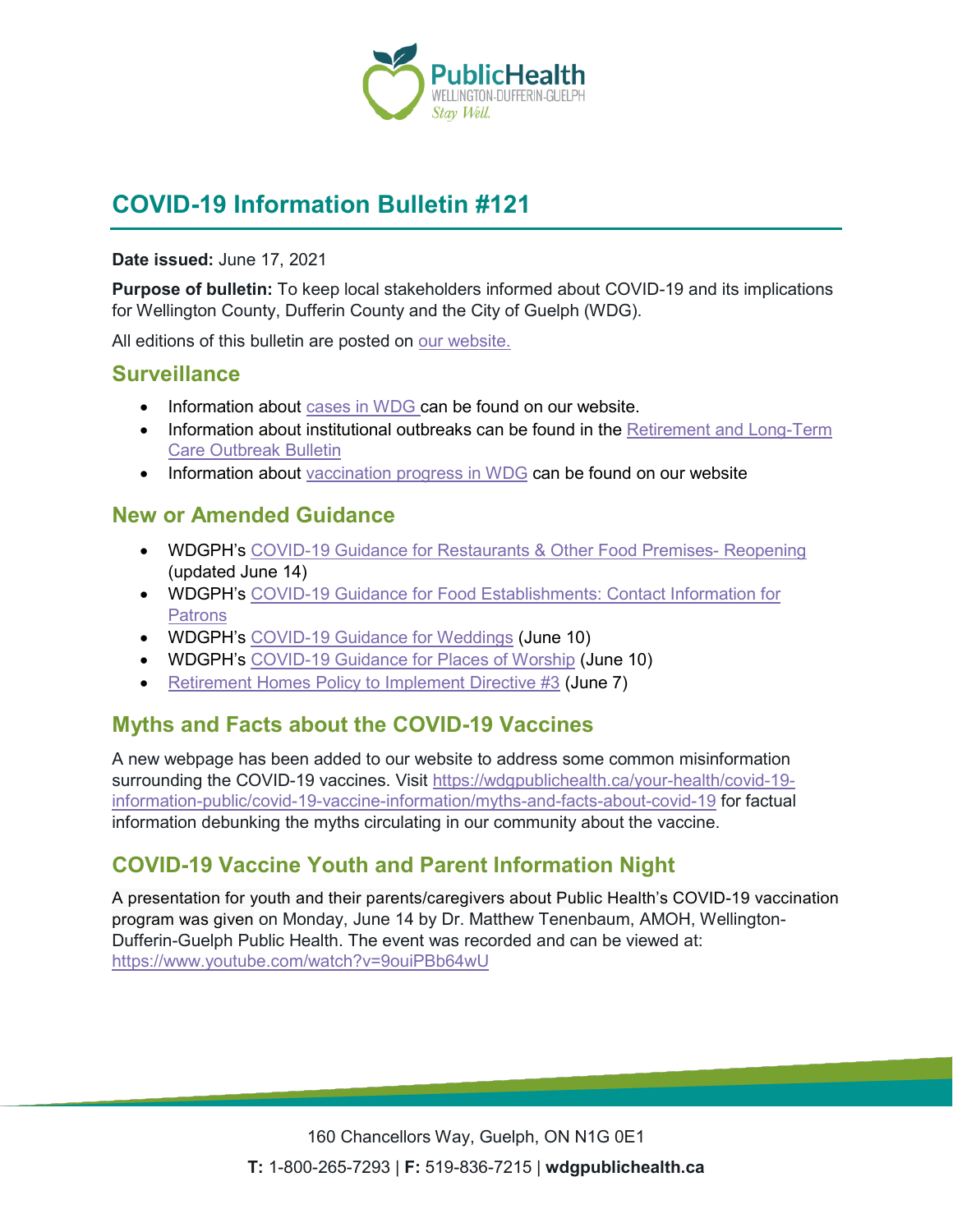# COVID-19 Information Bulletin #121

**Date issued:** June 17, 2021

**Purpose of bulletin:** To keep local stakeholders informed about COVID-19 and its implications for Wellington County, Dufferin County and the City of Guelph (WDG).

All editions of this bulletin are posted on our website.

## Surveillance

- Information about cases in WDG can be found on our website.
- Information about institutional outbreaks can be found in the Retirement and Long-Term Care Outbreak Bulletin
- Information about vaccination progress in WDG can be found on our website

## New or Amended Guidance

- WDGPH's COVID-19 Guidance for Restaurants & Other Food Premises- Reopening (updated June 14)
- WDGPH's COVID-19 Guidance for Food Establishments: Contact Information for Patrons
- WDGPH's COVID-19 Guidance for Weddings (June 10)
- WDGPH's COVID-19 Guidance for Places of Worship (June 10)
- Retirement Homes Policy to Implement Directive #3 (June 7)

## Myths and Facts about the COVID-19 Vaccines

A new webpage has been added to our website to address some common misinformation surrounding the COVID-19 vaccines. Visit https://wdgpublichealth.ca/your-health/covid-19-information-public/covid-19-vaccine-information/myths-and-facts-about-covid-19 for factual information debunking the myths circulating in our community about the vaccine.

## COVID-19 Vaccine Youth and Parent Information Night

A presentation for youth and their parents/caregivers about Public Health's COVID-19 vaccination program was given on Monday, June 14 by Dr. Matthew Tenenbaum, AMOH, Wellington-Dufferin-Guelph Public Health. The event was recorded and can be viewed at: https://www.youtube.com/watch?v=9ouiPBb64wU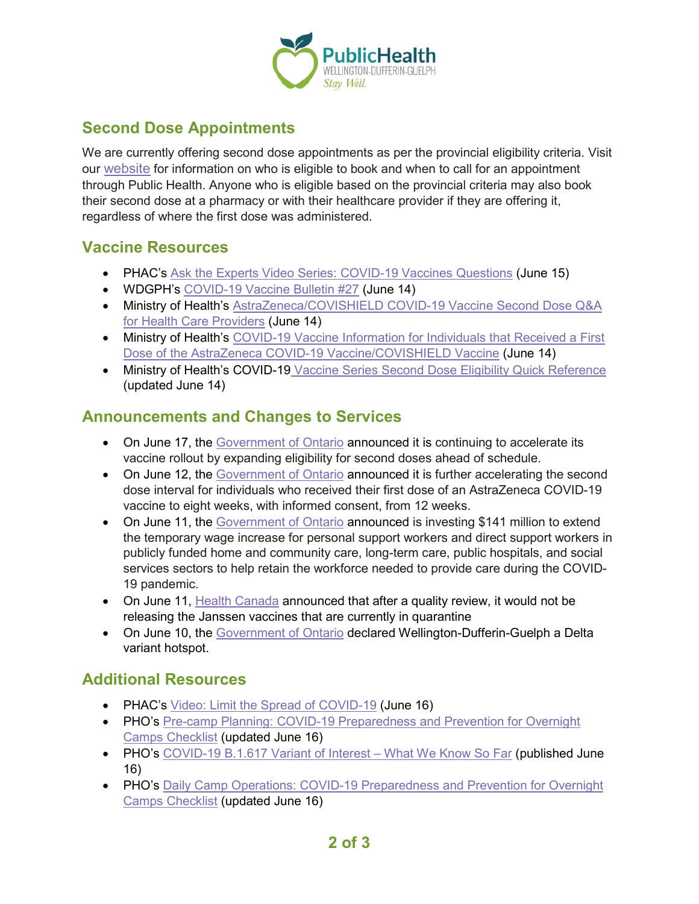## Second Dose Appointments

We are currently offering second dose appointments as per the provincial eligibility criteria. Visit our website for information on who is eligible to book and when to call for an appointment through Public Health. Anyone who is eligible based on the provincial criteria may also book their second dose at a pharmacy or with their healthcare provider if they are offering it, regardless of where the first dose was administered.

## Vaccine Resources

- PHAC's Ask the Experts Video Series: COVID-19 Vaccines Questions (June 15)
- WDGPH's COVID-19 Vaccine Bulletin #27 (June 14)
- Ministry of Health's AstraZeneca/COVISHIELD COVID-19 Vaccine Second Dose Q&A for Health Care Providers (June 14)
- Ministry of Health's COVID-19 Vaccine Information for Individuals that Received a First Dose of the AstraZeneca COVID-19 Vaccine/COVISHIELD Vaccine (June 14)
- Ministry of Health's COVID-19 Vaccine Series Second Dose Eligibility Quick Reference (updated June 14)

## Announcements and Changes to Services

- On June 17, the Government of Ontario announced it is continuing to accelerate its vaccine rollout by expanding eligibility for second doses ahead of schedule.
- On June 12, the Government of Ontario announced it is further accelerating the second dose interval for individuals who received their first dose of an AstraZeneca COVID-19 vaccine to eight weeks, with informed consent, from 12 weeks.
- On June 11, the Government of Ontario announced is investing $141 million to extend the temporary wage increase for personal support workers and direct support workers in publicly funded home and community care, long-term care, public hospitals, and social services sectors to help retain the workforce needed to provide care during the COVID-19 pandemic.
- On June 11, Health Canada announced that after a quality review, it would not be releasing the Janssen vaccines that are currently in quarantine
- On June 10, the Government of Ontario declared Wellington-Dufferin-Guelph a Delta variant hotspot.

## Additional Resources

- PHAC's Video: Limit the Spread of COVID-19 (June 16)
- PHO's Pre-camp Planning: COVID-19 Preparedness and Prevention for Overnight Camps Checklist (updated June 16)
- PHO's COVID-19 B.1.617 Variant of Interest – What We Know So Far (published June 16)
- PHO's Daily Camp Operations: COVID-19 Preparedness and Prevention for Overnight Camps Checklist (updated June 16)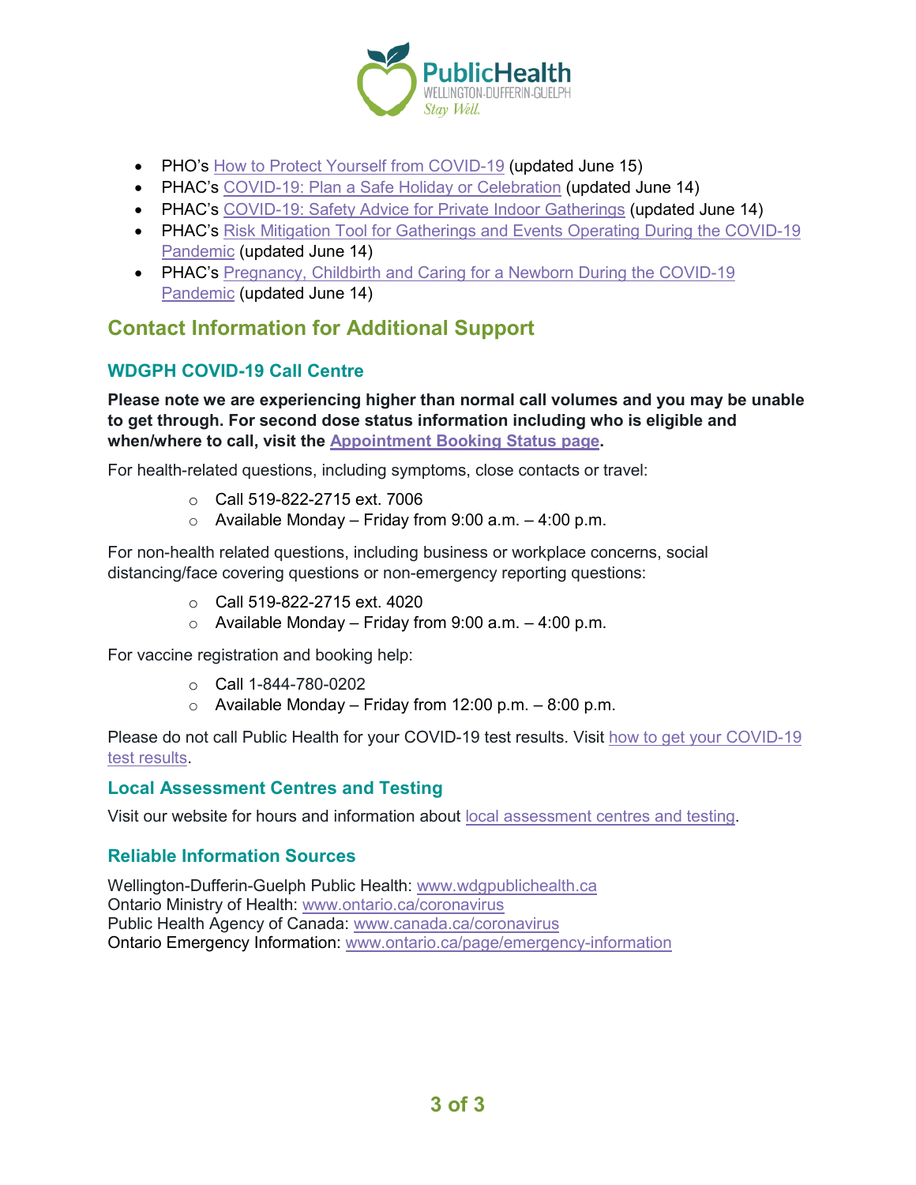- PHO's How to Protect Yourself from COVID-19 (updated June 15)
- PHAC's COVID-19: Plan a Safe Holiday or Celebration (updated June 14)
- PHAC's COVID-19: Safety Advice for Private Indoor Gatherings (updated June 14)
- PHAC's Risk Mitigation Tool for Gatherings and Events Operating During the COVID-19 Pandemic (updated June 14)
- PHAC's Pregnancy, Childbirth and Caring for a Newborn During the COVID-19 Pandemic (updated June 14)

## Contact Information for Additional Support

### WDGPH COVID-19 Call Centre

**Please note we are experiencing higher than normal call volumes and you may be unable to get through. For second dose status information including who is eligible and when/where to call, visit the Appointment Booking Status page.**

For health-related questions, including symptoms, close contacts or travel:

- Call 519-822-2715 ext. 7006
- Available Monday – Friday from 9:00 a.m. – 4:00 p.m.

For non-health related questions, including business or workplace concerns, social distancing/face covering questions or non-emergency reporting questions:

- Call 519-822-2715 ext. 4020
- Available Monday – Friday from 9:00 a.m. – 4:00 p.m.

For vaccine registration and booking help:

- Call 1-844-780-0202
- Available Monday – Friday from 12:00 p.m. – 8:00 p.m.

Please do not call Public Health for your COVID-19 test results. Visit how to get your COVID-19 test results.

### Local Assessment Centres and Testing

Visit our website for hours and information about local assessment centres and testing.

### Reliable Information Sources

Wellington-Dufferin-Guelph Public Health: www.wdgpublichealth.ca
Ontario Ministry of Health: www.ontario.ca/coronavirus
Public Health Agency of Canada: www.canada.ca/coronavirus
Ontario Emergency Information: www.ontario.ca/page/emergency-information